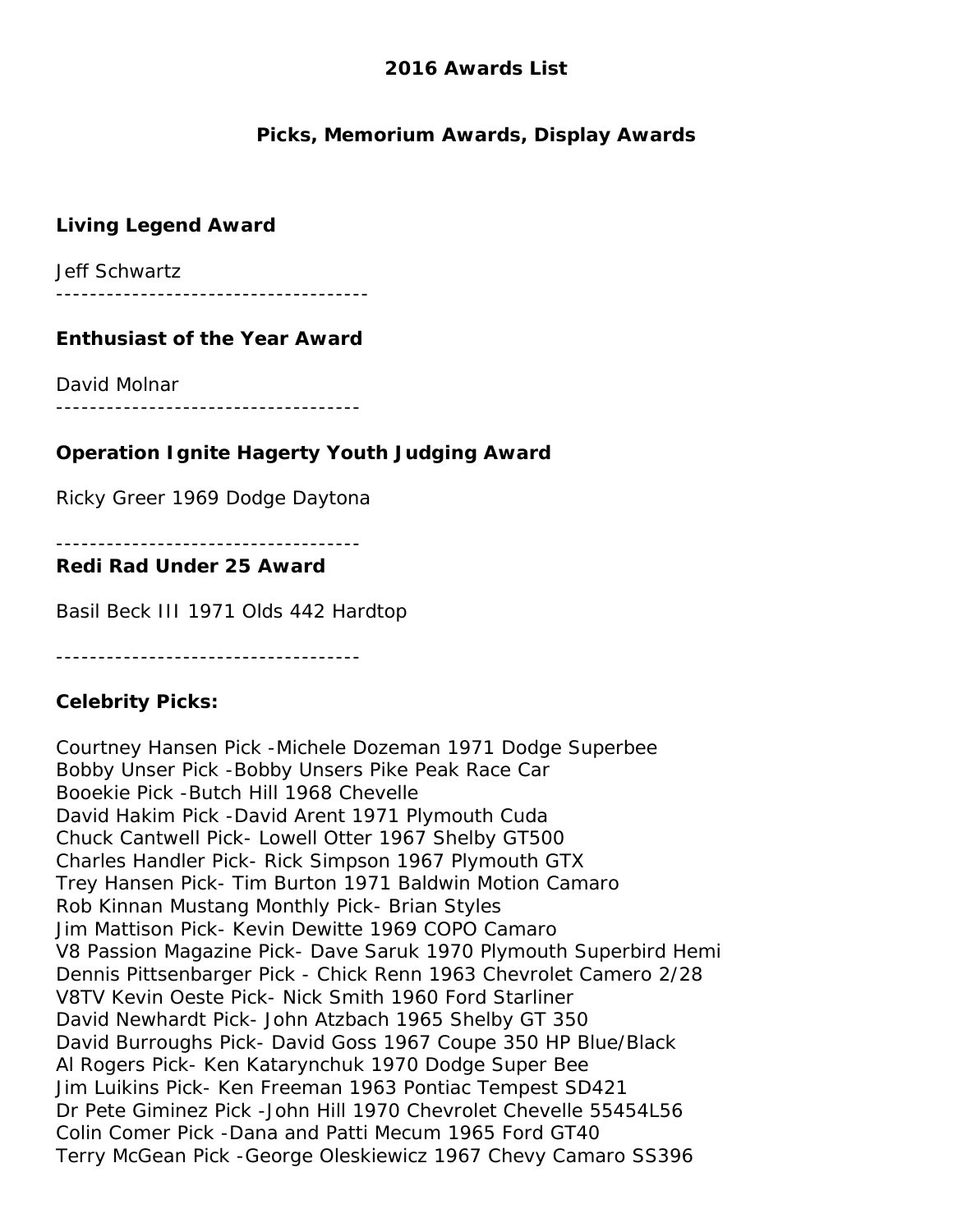# 2016 Awards List

## Picks, Memorium Awards, Display Awards

### Living Legend Award

Jeff Schwartz

-------------------------------------

### Enthusiast of the Year Award

David Molnar

------------------------------------

### Operation Ignite Hagerty Youth Judging Award

Ricky Greer 1969 Dodge Daytona

------------------------------------

### Redi Rad Under 25 Award

Basil Beck III 1971 Olds 442 Hardtop

------------------------------------

### Celebrity Picks:

Courtney Hansen Pick -Michele Dozeman 1971 Dodge Superbee
Bobby Unser Pick -Bobby Unsers Pike Peak Race Car
Booekie Pick -Butch Hill 1968 Chevelle
David Hakim Pick -David Arent 1971 Plymouth Cuda
Chuck Cantwell Pick- Lowell Otter 1967 Shelby GT500
Charles Handler Pick- Rick Simpson 1967 Plymouth GTX
Trey Hansen Pick- Tim Burton 1971 Baldwin Motion Camaro
Rob Kinnan Mustang Monthly Pick- Brian Styles
Jim Mattison Pick- Kevin Dewitte 1969 COPO Camaro
V8 Passion Magazine Pick- Dave Saruk 1970 Plymouth Superbird Hemi
Dennis Pittsenbarger Pick - Chick Renn 1963 Chevrolet Camero 2/28
V8TV Kevin Oeste Pick- Nick Smith 1960 Ford Starliner
David Newhardt Pick- John Atzbach 1965 Shelby GT 350
David Burroughs Pick- David Goss 1967 Coupe 350 HP Blue/Black
Al Rogers Pick- Ken Katarynchuk 1970 Dodge Super Bee
Jim Luikins Pick- Ken Freeman 1963 Pontiac Tempest SD421
Dr Pete Giminez Pick -John Hill 1970 Chevrolet Chevelle 55454L56
Colin Comer Pick -Dana and Patti Mecum 1965 Ford GT40
Terry McGean Pick -George Oleskiewicz 1967 Chevy Camaro SS396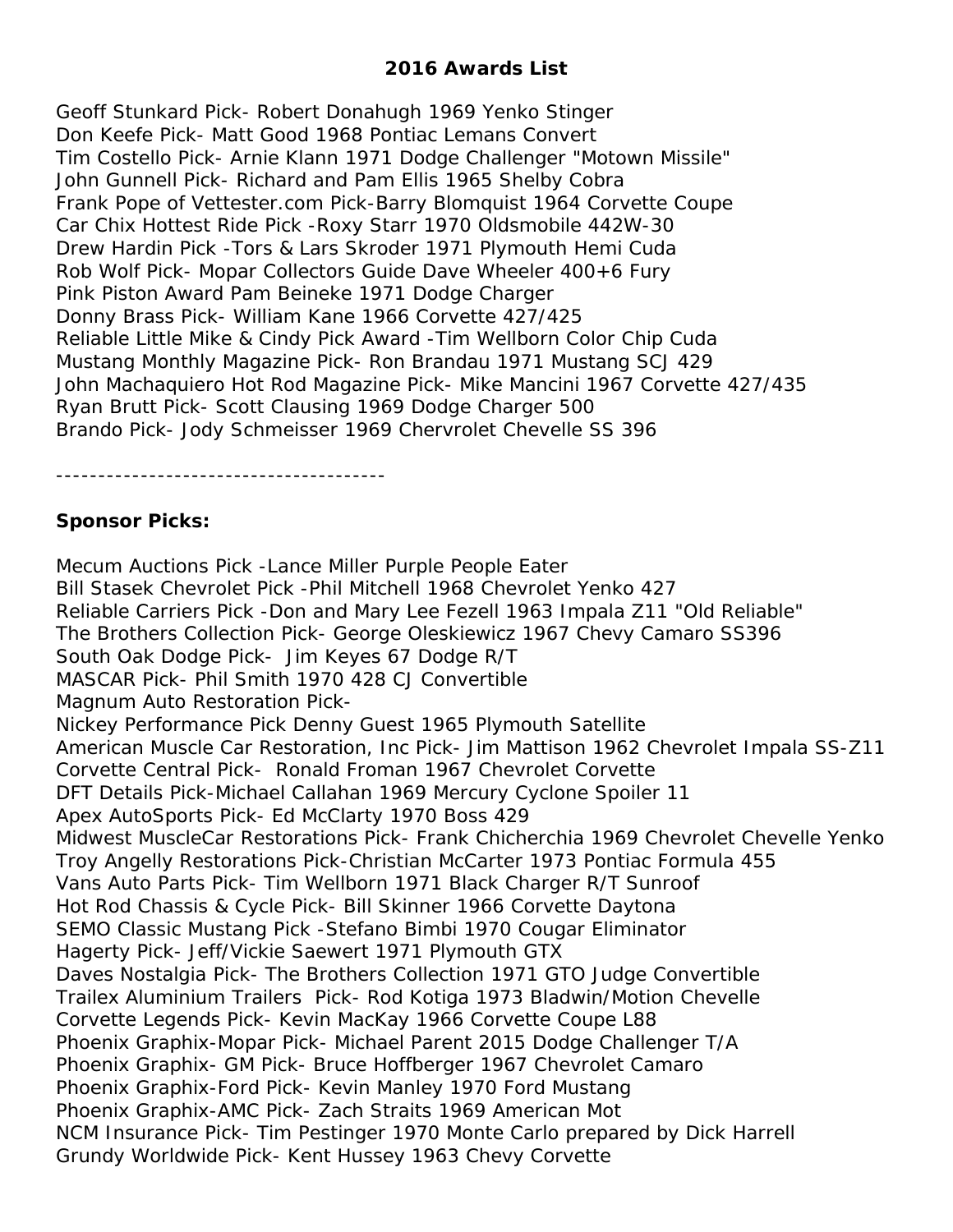# 2016 Awards List

Geoff Stunkard Pick- Robert Donahugh 1969 Yenko Stinger
Don Keefe Pick- Matt Good 1968 Pontiac Lemans Convert
Tim Costello Pick- Arnie Klann 1971 Dodge Challenger "Motown Missile"
John Gunnell Pick- Richard and Pam Ellis 1965 Shelby Cobra
Frank Pope of Vettester.com Pick-Barry Blomquist 1964 Corvette Coupe
Car Chix Hottest Ride Pick -Roxy Starr 1970 Oldsmobile 442W-30
Drew Hardin Pick -Tors & Lars Skroder 1971 Plymouth Hemi Cuda
Rob Wolf Pick- Mopar Collectors Guide Dave Wheeler 400+6 Fury
Pink Piston Award Pam Beineke 1971 Dodge Charger
Donny Brass Pick- William Kane 1966 Corvette 427/425
Reliable Little Mike & Cindy Pick Award -Tim Wellborn Color Chip Cuda
Mustang Monthly Magazine Pick- Ron Brandau 1971 Mustang SCJ 429
John Machaquiero Hot Rod Magazine Pick- Mike Mancini 1967 Corvette 427/435
Ryan Brutt Pick- Scott Clausing 1969 Dodge Charger 500
Brando Pick- Jody Schmeisser 1969 Chervrolet Chevelle SS 396

---------------------------------------

**Sponsor Picks:**

Mecum Auctions Pick -Lance Miller Purple People Eater
Bill Stasek Chevrolet Pick -Phil Mitchell 1968 Chevrolet Yenko 427
Reliable Carriers Pick -Don and Mary Lee Fezell 1963 Impala Z11 "Old Reliable"
The Brothers Collection Pick- George Oleskiewicz 1967 Chevy Camaro SS396
South Oak Dodge Pick- Jim Keyes 67 Dodge R/T
MASCAR Pick- Phil Smith 1970 428 CJ Convertible
Magnum Auto Restoration Pick-
Nickey Performance Pick Denny Guest 1965 Plymouth Satellite
American Muscle Car Restoration, Inc Pick- Jim Mattison 1962 Chevrolet Impala SS-Z11
Corvette Central Pick- Ronald Froman 1967 Chevrolet Corvette
DFT Details Pick-Michael Callahan 1969 Mercury Cyclone Spoiler 11
Apex AutoSports Pick- Ed McClarty 1970 Boss 429
Midwest MuscleCar Restorations Pick- Frank Chicherchia 1969 Chevrolet Chevelle Yenko
Troy Angelly Restorations Pick-Christian McCarter 1973 Pontiac Formula 455
Vans Auto Parts Pick- Tim Wellborn 1971 Black Charger R/T Sunroof
Hot Rod Chassis & Cycle Pick- Bill Skinner 1966 Corvette Daytona
SEMO Classic Mustang Pick -Stefano Bimbi 1970 Cougar Eliminator
Hagerty Pick- Jeff/Vickie Saewert 1971 Plymouth GTX
Daves Nostalgia Pick- The Brothers Collection 1971 GTO Judge Convertible
Trailex Aluminium Trailers Pick- Rod Kotiga 1973 Bladwin/Motion Chevelle
Corvette Legends Pick- Kevin MacKay 1966 Corvette Coupe L88
Phoenix Graphix-Mopar Pick- Michael Parent 2015 Dodge Challenger T/A
Phoenix Graphix- GM Pick- Bruce Hoffberger 1967 Chevrolet Camaro
Phoenix Graphix-Ford Pick- Kevin Manley 1970 Ford Mustang
Phoenix Graphix-AMC Pick- Zach Straits 1969 American Mot
NCM Insurance Pick- Tim Pestinger 1970 Monte Carlo prepared by Dick Harrell
Grundy Worldwide Pick- Kent Hussey 1963 Chevy Corvette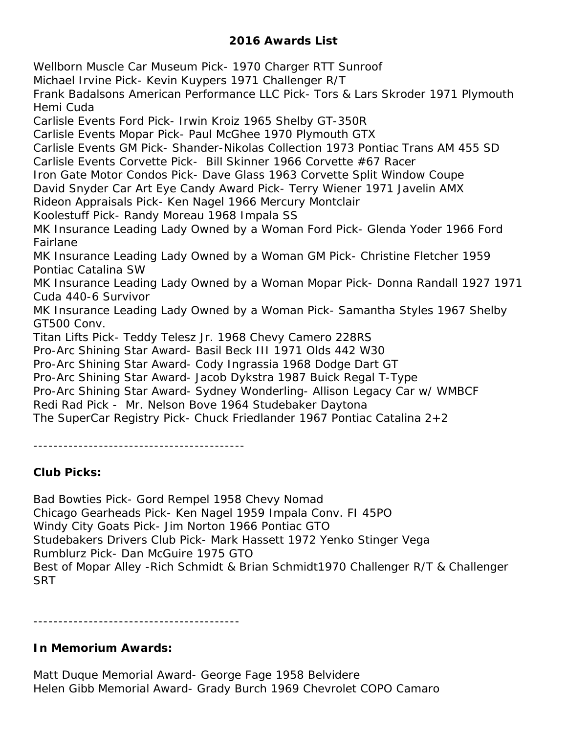## 2016 Awards List

Wellborn Muscle Car Museum Pick- 1970 Charger RTT Sunroof
Michael Irvine Pick- Kevin Kuypers 1971 Challenger R/T
Frank Badalsons American Performance LLC Pick- Tors & Lars Skroder 1971 Plymouth Hemi Cuda
Carlisle Events Ford Pick- Irwin Kroiz 1965 Shelby GT-350R
Carlisle Events Mopar Pick- Paul McGhee 1970 Plymouth GTX
Carlisle Events GM Pick- Shander-Nikolas Collection 1973 Pontiac Trans AM 455 SD
Carlisle Events Corvette Pick- Bill Skinner 1966 Corvette #67 Racer
Iron Gate Motor Condos Pick- Dave Glass 1963 Corvette Split Window Coupe
David Snyder Car Art Eye Candy Award Pick- Terry Wiener 1971 Javelin AMX
Rideon Appraisals Pick- Ken Nagel 1966 Mercury Montclair
Koolestuff Pick- Randy Moreau 1968 Impala SS
MK Insurance Leading Lady Owned by a Woman Ford Pick- Glenda Yoder 1966 Ford Fairlane
MK Insurance Leading Lady Owned by a Woman GM Pick- Christine Fletcher 1959 Pontiac Catalina SW
MK Insurance Leading Lady Owned by a Woman Mopar Pick- Donna Randall 1927 1971 Cuda 440-6 Survivor
MK Insurance Leading Lady Owned by a Woman Pick- Samantha Styles 1967 Shelby GT500 Conv.
Titan Lifts Pick- Teddy Telesz Jr. 1968 Chevy Camero 228RS
Pro-Arc Shining Star Award- Basil Beck III 1971 Olds 442 W30
Pro-Arc Shining Star Award- Cody Ingrassia 1968 Dodge Dart GT
Pro-Arc Shining Star Award- Jacob Dykstra 1987 Buick Regal T-Type
Pro-Arc Shining Star Award- Sydney Wonderling- Allison Legacy Car w/ WMBCF
Redi Rad Pick - Mr. Nelson Bove 1964 Studebaker Daytona
The SuperCar Registry Pick- Chuck Friedlander 1967 Pontiac Catalina 2+2

------------------------------------------

**Club Picks:**

Bad Bowties Pick- Gord Rempel 1958 Chevy Nomad
Chicago Gearheads Pick- Ken Nagel 1959 Impala Conv. FI 45PO
Windy City Goats Pick- Jim Norton 1966 Pontiac GTO
Studebakers Drivers Club Pick- Mark Hassett 1972 Yenko Stinger Vega
Rumblurz Pick- Dan McGuire 1975 GTO
Best of Mopar Alley -Rich Schmidt & Brian Schmidt1970 Challenger R/T & Challenger SRT

-----------------------------------------

**In Memorium Awards:**

Matt Duque Memorial Award- George Fage 1958 Belvidere
Helen Gibb Memorial Award- Grady Burch 1969 Chevrolet COPO Camaro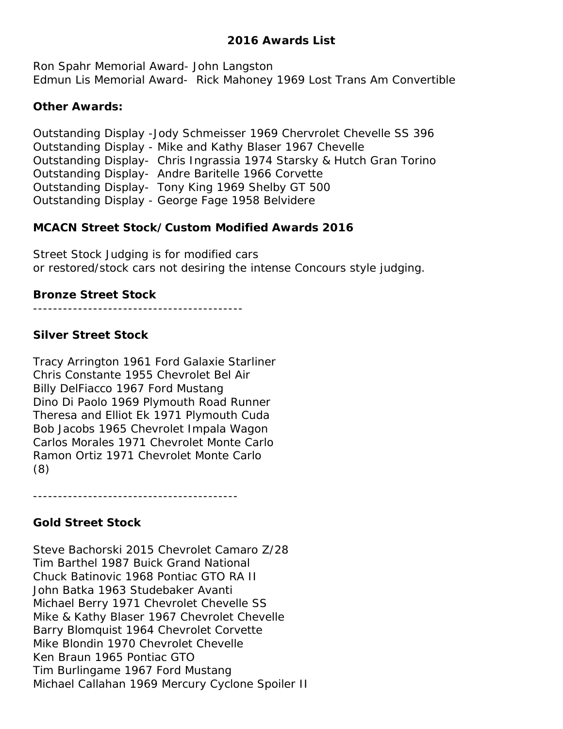## 2016 Awards List

Ron Spahr Memorial Award- John Langston
Edmun Lis Memorial Award- Rick Mahoney 1969 Lost Trans Am Convertible

**Other Awards:**

Outstanding Display -Jody Schmeisser 1969 Chervrolet Chevelle SS 396
Outstanding Display - Mike and Kathy Blaser 1967 Chevelle
Outstanding Display- Chris Ingrassia 1974 Starsky & Hutch Gran Torino
Outstanding Display- Andre Baritelle 1966 Corvette
Outstanding Display- Tony King 1969 Shelby GT 500
Outstanding Display - George Fage 1958 Belvidere

### MCACN Street Stock/Custom Modified Awards 2016

Street Stock Judging is for modified cars
or restored/stock cars not desiring the intense Concours style judging.

### Bronze Street Stock

------------------------------------------

### Silver Street Stock

Tracy Arrington 1961 Ford Galaxie Starliner
Chris Constante 1955 Chevrolet Bel Air
Billy DelFiacco 1967 Ford Mustang
Dino Di Paolo 1969 Plymouth Road Runner
Theresa and Elliot Ek 1971 Plymouth Cuda
Bob Jacobs 1965 Chevrolet Impala Wagon
Carlos Morales 1971 Chevrolet Monte Carlo
Ramon Ortiz 1971 Chevrolet Monte Carlo
(8)

-----------------------------------------

### Gold Street Stock

Steve Bachorski 2015 Chevrolet Camaro Z/28
Tim Barthel 1987 Buick Grand National
Chuck Batinovic 1968 Pontiac GTO RA II
John Batka 1963 Studebaker Avanti
Michael Berry 1971 Chevrolet Chevelle SS
Mike & Kathy Blaser 1967 Chevrolet Chevelle
Barry Blomquist 1964 Chevrolet Corvette
Mike Blondin 1970 Chevrolet Chevelle
Ken Braun 1965 Pontiac GTO
Tim Burlingame 1967 Ford Mustang
Michael Callahan 1969 Mercury Cyclone Spoiler II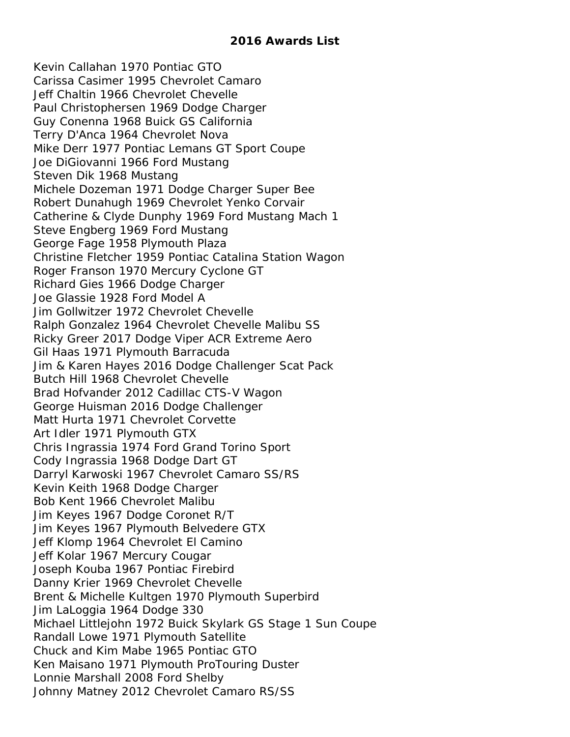# 2016 Awards List

Kevin Callahan 1970 Pontiac GTO
Carissa Casimer 1995 Chevrolet Camaro
Jeff Chaltin 1966 Chevrolet Chevelle
Paul Christophersen 1969 Dodge Charger
Guy Conenna 1968 Buick GS California
Terry D'Anca 1964 Chevrolet Nova
Mike Derr 1977 Pontiac Lemans GT Sport Coupe
Joe DiGiovanni 1966 Ford Mustang
Steven Dik 1968 Mustang
Michele Dozeman 1971 Dodge Charger Super Bee
Robert Dunahugh 1969 Chevrolet Yenko Corvair
Catherine & Clyde Dunphy 1969 Ford Mustang Mach 1
Steve Engberg 1969 Ford Mustang
George Fage 1958 Plymouth Plaza
Christine Fletcher 1959 Pontiac Catalina Station Wagon
Roger Franson 1970 Mercury Cyclone GT
Richard Gies 1966 Dodge Charger
Joe Glassie 1928 Ford Model A
Jim Gollwitzer 1972 Chevrolet Chevelle
Ralph Gonzalez 1964 Chevrolet Chevelle Malibu SS
Ricky Greer 2017 Dodge Viper ACR Extreme Aero
Gil Haas 1971 Plymouth Barracuda
Jim & Karen Hayes 2016 Dodge Challenger Scat Pack
Butch Hill 1968 Chevrolet Chevelle
Brad Hofvander 2012 Cadillac CTS-V Wagon
George Huisman 2016 Dodge Challenger
Matt Hurta 1971 Chevrolet Corvette
Art Idler 1971 Plymouth GTX
Chris Ingrassia 1974 Ford Grand Torino Sport
Cody Ingrassia 1968 Dodge Dart GT
Darryl Karwoski 1967 Chevrolet Camaro SS/RS
Kevin Keith 1968 Dodge Charger
Bob Kent 1966 Chevrolet Malibu
Jim Keyes 1967 Dodge Coronet R/T
Jim Keyes 1967 Plymouth Belvedere GTX
Jeff Klomp 1964 Chevrolet El Camino
Jeff Kolar 1967 Mercury Cougar
Joseph Kouba 1967 Pontiac Firebird
Danny Krier 1969 Chevrolet Chevelle
Brent & Michelle Kultgen 1970 Plymouth Superbird
Jim LaLoggia 1964 Dodge 330
Michael Littlejohn 1972 Buick Skylark GS Stage 1 Sun Coupe
Randall Lowe 1971 Plymouth Satellite
Chuck and Kim Mabe 1965 Pontiac GTO
Ken Maisano 1971 Plymouth ProTouring Duster
Lonnie Marshall 2008 Ford Shelby
Johnny Matney 2012 Chevrolet Camaro RS/SS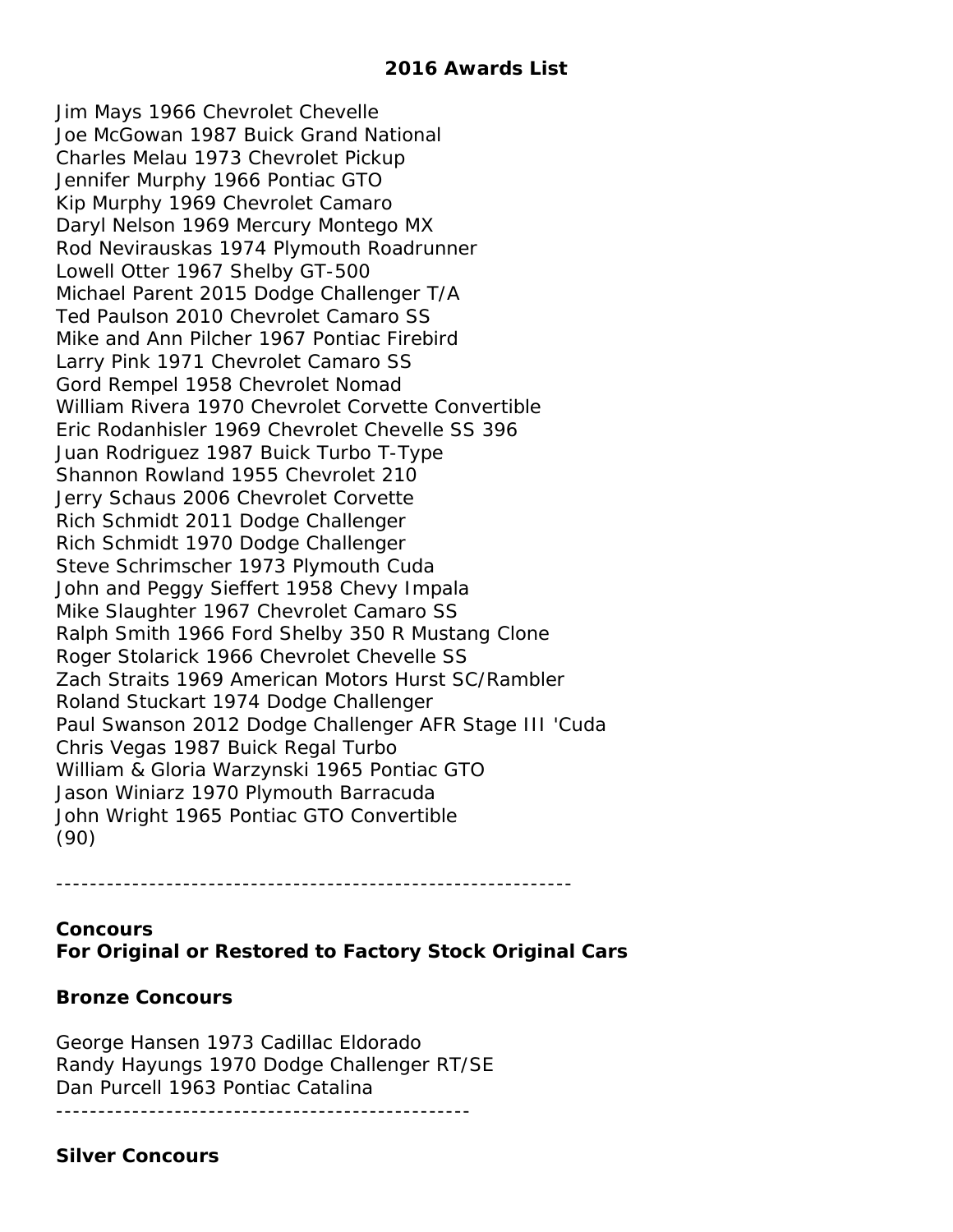**2016 Awards List**

Jim Mays 1966 Chevrolet Chevelle
Joe McGowan 1987 Buick Grand National
Charles Melau 1973 Chevrolet Pickup
Jennifer Murphy 1966 Pontiac GTO
Kip Murphy 1969 Chevrolet Camaro
Daryl Nelson 1969 Mercury Montego MX
Rod Nevirauskas 1974 Plymouth Roadrunner
Lowell Otter 1967 Shelby GT-500
Michael Parent 2015 Dodge Challenger T/A
Ted Paulson 2010 Chevrolet Camaro SS
Mike and Ann Pilcher 1967 Pontiac Firebird
Larry Pink 1971 Chevrolet Camaro SS
Gord Rempel 1958 Chevrolet Nomad
William Rivera 1970 Chevrolet Corvette Convertible
Eric Rodanhisler 1969 Chevrolet Chevelle SS 396
Juan Rodriguez 1987 Buick Turbo T-Type
Shannon Rowland 1955 Chevrolet 210
Jerry Schaus 2006 Chevrolet Corvette
Rich Schmidt 2011 Dodge Challenger
Rich Schmidt 1970 Dodge Challenger
Steve Schrimscher 1973 Plymouth Cuda
John and Peggy Sieffert 1958 Chevy Impala
Mike Slaughter 1967 Chevrolet Camaro SS
Ralph Smith 1966 Ford Shelby 350 R Mustang Clone
Roger Stolarick 1966 Chevrolet Chevelle SS
Zach Straits 1969 American Motors Hurst SC/Rambler
Roland Stuckart 1974 Dodge Challenger
Paul Swanson 2012 Dodge Challenger AFR Stage III 'Cuda
Chris Vegas 1987 Buick Regal Turbo
William & Gloria Warzynski 1965 Pontiac GTO
Jason Winiarz 1970 Plymouth Barracuda
John Wright 1965 Pontiac GTO Convertible
(90)

------------------------------------------------------------

**Concours**
**For Original or Restored to Factory Stock Original Cars**

**Bronze Concours**

George Hansen 1973 Cadillac Eldorado
Randy Hayungs 1970 Dodge Challenger RT/SE
Dan Purcell 1963 Pontiac Catalina

------------------------------------------------

**Silver Concours**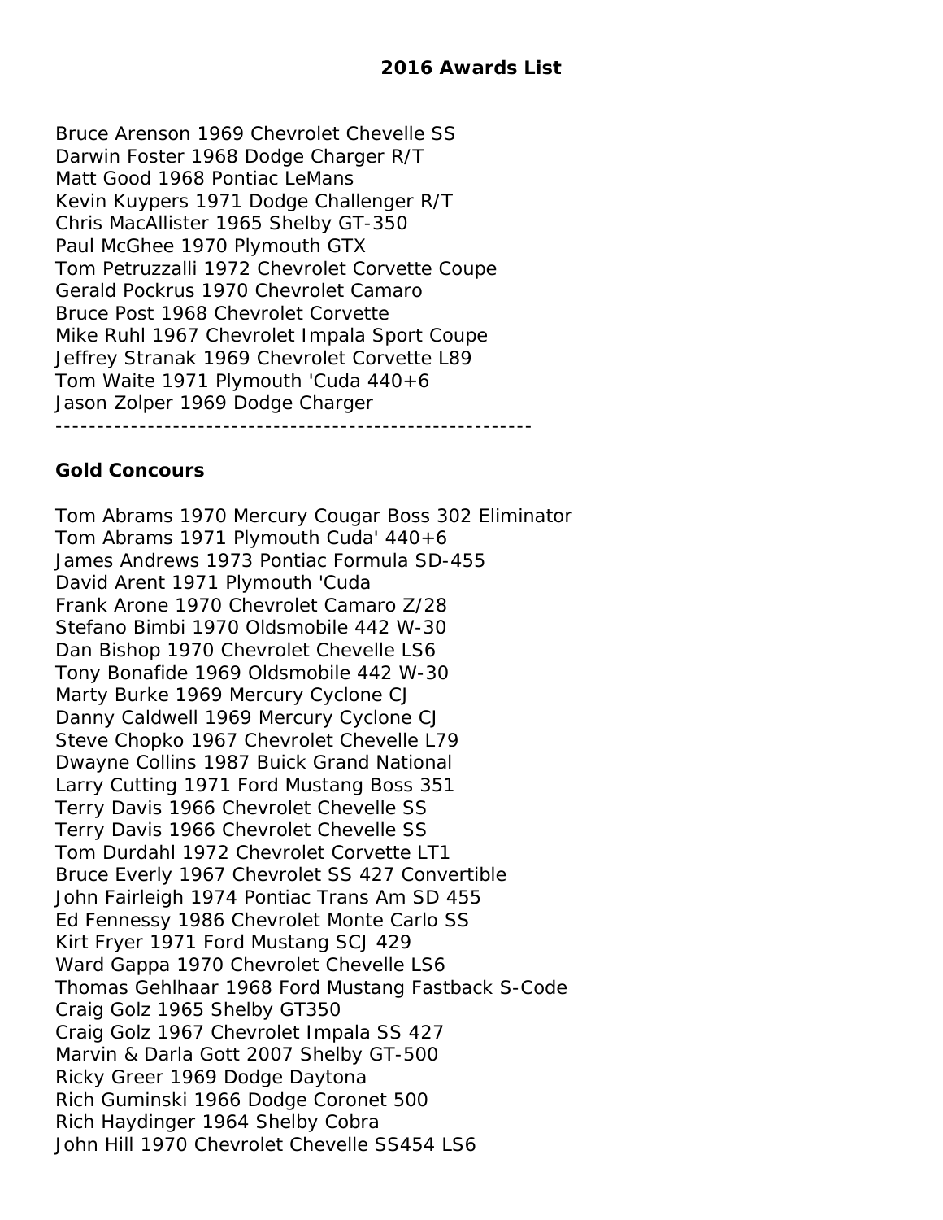**2016 Awards List**

Bruce Arenson 1969 Chevrolet Chevelle SS
Darwin Foster 1968 Dodge Charger R/T
Matt Good 1968 Pontiac LeMans
Kevin Kuypers 1971 Dodge Challenger R/T
Chris MacAllister 1965 Shelby GT-350
Paul McGhee 1970 Plymouth GTX
Tom Petruzzalli 1972 Chevrolet Corvette Coupe
Gerald Pockrus 1970 Chevrolet Camaro
Bruce Post 1968 Chevrolet Corvette
Mike Ruhl 1967 Chevrolet Impala Sport Coupe
Jeffrey Stranak 1969 Chevrolet Corvette L89
Tom Waite 1971 Plymouth 'Cuda 440+6
Jason Zolper 1969 Dodge Charger
--------------------------------------------------------

**Gold Concours**

Tom Abrams 1970 Mercury Cougar Boss 302 Eliminator
Tom Abrams 1971 Plymouth Cuda' 440+6
James Andrews 1973 Pontiac Formula SD-455
David Arent 1971 Plymouth 'Cuda
Frank Arone 1970 Chevrolet Camaro Z/28
Stefano Bimbi 1970 Oldsmobile 442 W-30
Dan Bishop 1970 Chevrolet Chevelle LS6
Tony Bonafide 1969 Oldsmobile 442 W-30
Marty Burke 1969 Mercury Cyclone CJ
Danny Caldwell 1969 Mercury Cyclone CJ
Steve Chopko 1967 Chevrolet Chevelle L79
Dwayne Collins 1987 Buick Grand National
Larry Cutting 1971 Ford Mustang Boss 351
Terry Davis 1966 Chevrolet Chevelle SS
Terry Davis 1966 Chevrolet Chevelle SS
Tom Durdahl 1972 Chevrolet Corvette LT1
Bruce Everly 1967 Chevrolet SS 427 Convertible
John Fairleigh 1974 Pontiac Trans Am SD 455
Ed Fennessy 1986 Chevrolet Monte Carlo SS
Kirt Fryer 1971 Ford Mustang SCJ 429
Ward Gappa 1970 Chevrolet Chevelle LS6
Thomas Gehlhaar 1968 Ford Mustang Fastback S-Code
Craig Golz 1965 Shelby GT350
Craig Golz 1967 Chevrolet Impala SS 427
Marvin & Darla Gott 2007 Shelby GT-500
Ricky Greer 1969 Dodge Daytona
Rich Guminski 1966 Dodge Coronet 500
Rich Haydinger 1964 Shelby Cobra
John Hill 1970 Chevrolet Chevelle SS454 LS6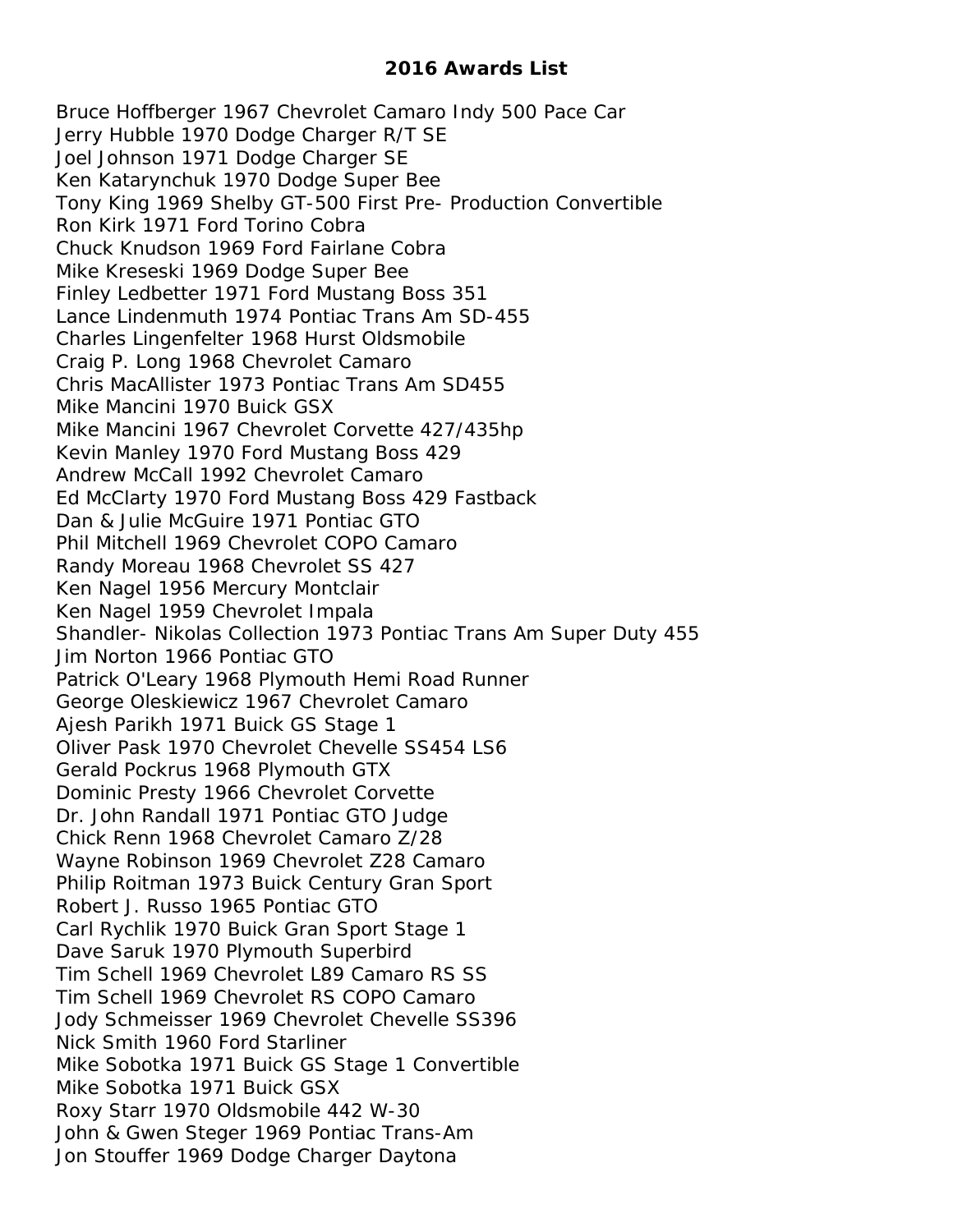# 2016 Awards List

Bruce Hoffberger 1967 Chevrolet Camaro Indy 500 Pace Car
Jerry Hubble 1970 Dodge Charger R/T SE
Joel Johnson 1971 Dodge Charger SE
Ken Katarynchuk 1970 Dodge Super Bee
Tony King 1969 Shelby GT-500 First Pre- Production Convertible
Ron Kirk 1971 Ford Torino Cobra
Chuck Knudson 1969 Ford Fairlane Cobra
Mike Kreseski 1969 Dodge Super Bee
Finley Ledbetter 1971 Ford Mustang Boss 351
Lance Lindenmuth 1974 Pontiac Trans Am SD-455
Charles Lingenfelter 1968 Hurst Oldsmobile
Craig P. Long 1968 Chevrolet Camaro
Chris MacAllister 1973 Pontiac Trans Am SD455
Mike Mancini 1970 Buick GSX
Mike Mancini 1967 Chevrolet Corvette 427/435hp
Kevin Manley 1970 Ford Mustang Boss 429
Andrew McCall 1992 Chevrolet Camaro
Ed McClarty 1970 Ford Mustang Boss 429 Fastback
Dan & Julie McGuire 1971 Pontiac GTO
Phil Mitchell 1969 Chevrolet COPO Camaro
Randy Moreau 1968 Chevrolet SS 427
Ken Nagel 1956 Mercury Montclair
Ken Nagel 1959 Chevrolet Impala
Shandler- Nikolas Collection 1973 Pontiac Trans Am Super Duty 455
Jim Norton 1966 Pontiac GTO
Patrick O'Leary 1968 Plymouth Hemi Road Runner
George Oleskiewicz 1967 Chevrolet Camaro
Ajesh Parikh 1971 Buick GS Stage 1
Oliver Pask 1970 Chevrolet Chevelle SS454 LS6
Gerald Pockrus 1968 Plymouth GTX
Dominic Presty 1966 Chevrolet Corvette
Dr. John Randall 1971 Pontiac GTO Judge
Chick Renn 1968 Chevrolet Camaro Z/28
Wayne Robinson 1969 Chevrolet Z28 Camaro
Philip Roitman 1973 Buick Century Gran Sport
Robert J. Russo 1965 Pontiac GTO
Carl Rychlik 1970 Buick Gran Sport Stage 1
Dave Saruk 1970 Plymouth Superbird
Tim Schell 1969 Chevrolet L89 Camaro RS SS
Tim Schell 1969 Chevrolet RS COPO Camaro
Jody Schmeisser 1969 Chevrolet Chevelle SS396
Nick Smith 1960 Ford Starliner
Mike Sobotka 1971 Buick GS Stage 1 Convertible
Mike Sobotka 1971 Buick GSX
Roxy Starr 1970 Oldsmobile 442 W-30
John & Gwen Steger 1969 Pontiac Trans-Am
Jon Stouffer 1969 Dodge Charger Daytona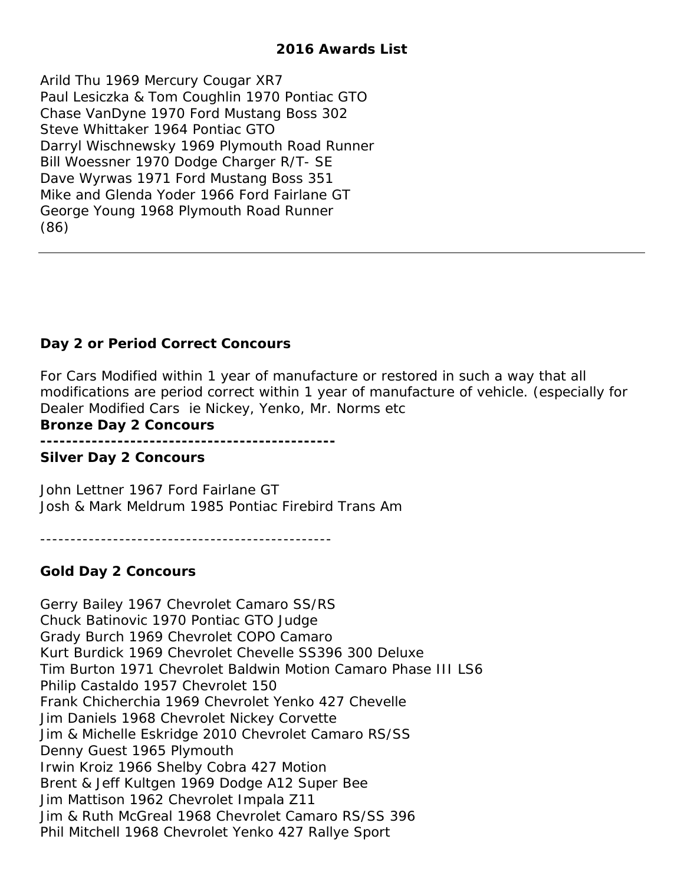## 2016 Awards List

Arild Thu 1969 Mercury Cougar XR7
Paul Lesiczka & Tom Coughlin 1970 Pontiac GTO
Chase VanDyne 1970 Ford Mustang Boss 302
Steve Whittaker 1964 Pontiac GTO
Darryl Wischnewsky 1969 Plymouth Road Runner
Bill Woessner 1970 Dodge Charger R/T- SE
Dave Wyrwas 1971 Ford Mustang Boss 351
Mike and Glenda Yoder 1966 Ford Fairlane GT
George Young 1968 Plymouth Road Runner
(86)

---

### Day 2 or Period Correct Concours

For Cars Modified within 1 year of manufacture or restored in such a way that all modifications are period correct within 1 year of manufacture of vehicle. (especially for Dealer Modified Cars ie Nickey, Yenko, Mr. Norms etc

**Bronze Day 2 Concours**

**---------------------------------------------**

**Silver Day 2 Concours**

John Lettner 1967 Ford Fairlane GT
Josh & Mark Meldrum 1985 Pontiac Firebird Trans Am

-----------------------------------------------

**Gold Day 2 Concours**

Gerry Bailey 1967 Chevrolet Camaro SS/RS
Chuck Batinovic 1970 Pontiac GTO Judge
Grady Burch 1969 Chevrolet COPO Camaro
Kurt Burdick 1969 Chevrolet Chevelle SS396 300 Deluxe
Tim Burton 1971 Chevrolet Baldwin Motion Camaro Phase III LS6
Philip Castaldo 1957 Chevrolet 150
Frank Chicherchia 1969 Chevrolet Yenko 427 Chevelle
Jim Daniels 1968 Chevrolet Nickey Corvette
Jim & Michelle Eskridge 2010 Chevrolet Camaro RS/SS
Denny Guest 1965 Plymouth
Irwin Kroiz 1966 Shelby Cobra 427 Motion
Brent & Jeff Kultgen 1969 Dodge A12 Super Bee
Jim Mattison 1962 Chevrolet Impala Z11
Jim & Ruth McGreal 1968 Chevrolet Camaro RS/SS 396
Phil Mitchell 1968 Chevrolet Yenko 427 Rallye Sport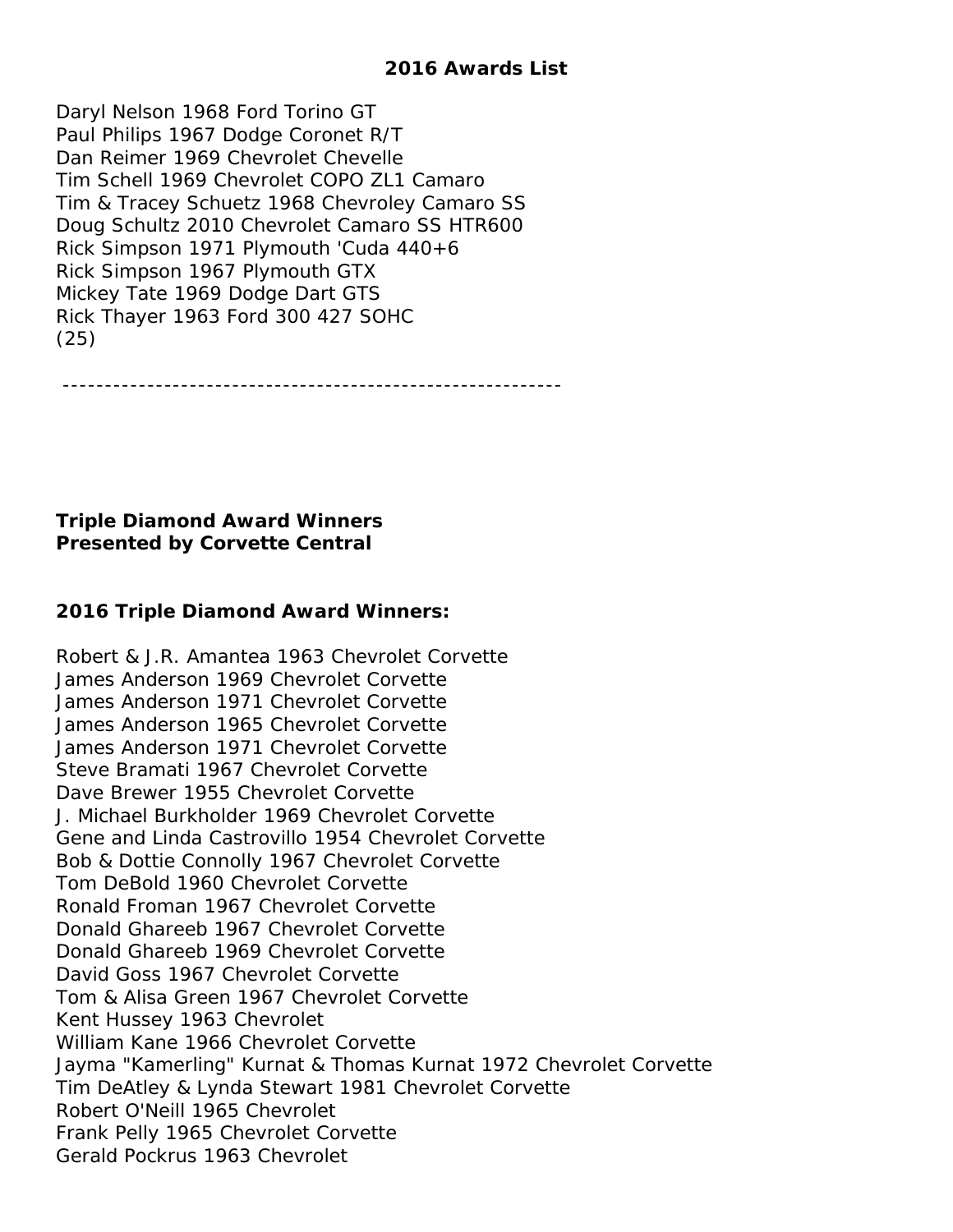**2016 Awards List**

Daryl Nelson 1968 Ford Torino GT
Paul Philips 1967 Dodge Coronet R/T
Dan Reimer 1969 Chevrolet Chevelle
Tim Schell 1969 Chevrolet COPO ZL1 Camaro
Tim & Tracey Schuetz 1968 Chevroley Camaro SS
Doug Schultz 2010 Chevrolet Camaro SS HTR600
Rick Simpson 1971 Plymouth 'Cuda 440+6
Rick Simpson 1967 Plymouth GTX
Mickey Tate 1969 Dodge Dart GTS
Rick Thayer 1963 Ford 300 427 SOHC
(25)

---

**Triple Diamond Award Winners**
**Presented by Corvette Central**

**2016 Triple Diamond Award Winners:**

Robert & J.R. Amantea 1963 Chevrolet Corvette
James Anderson 1969 Chevrolet Corvette
James Anderson 1971 Chevrolet Corvette
James Anderson 1965 Chevrolet Corvette
James Anderson 1971 Chevrolet Corvette
Steve Bramati 1967 Chevrolet Corvette
Dave Brewer 1955 Chevrolet Corvette
J. Michael Burkholder 1969 Chevrolet Corvette
Gene and Linda Castrovillo 1954 Chevrolet Corvette
Bob & Dottie Connolly 1967 Chevrolet Corvette
Tom DeBold 1960 Chevrolet Corvette
Ronald Froman 1967 Chevrolet Corvette
Donald Ghareeb 1967 Chevrolet Corvette
Donald Ghareeb 1969 Chevrolet Corvette
David Goss 1967 Chevrolet Corvette
Tom & Alisa Green 1967 Chevrolet Corvette
Kent Hussey 1963 Chevrolet
William Kane 1966 Chevrolet Corvette
Jayma "Kamerling" Kurnat & Thomas Kurnat 1972 Chevrolet Corvette
Tim DeAtley & Lynda Stewart 1981 Chevrolet Corvette
Robert O'Neill 1965 Chevrolet
Frank Pelly 1965 Chevrolet Corvette
Gerald Pockrus 1963 Chevrolet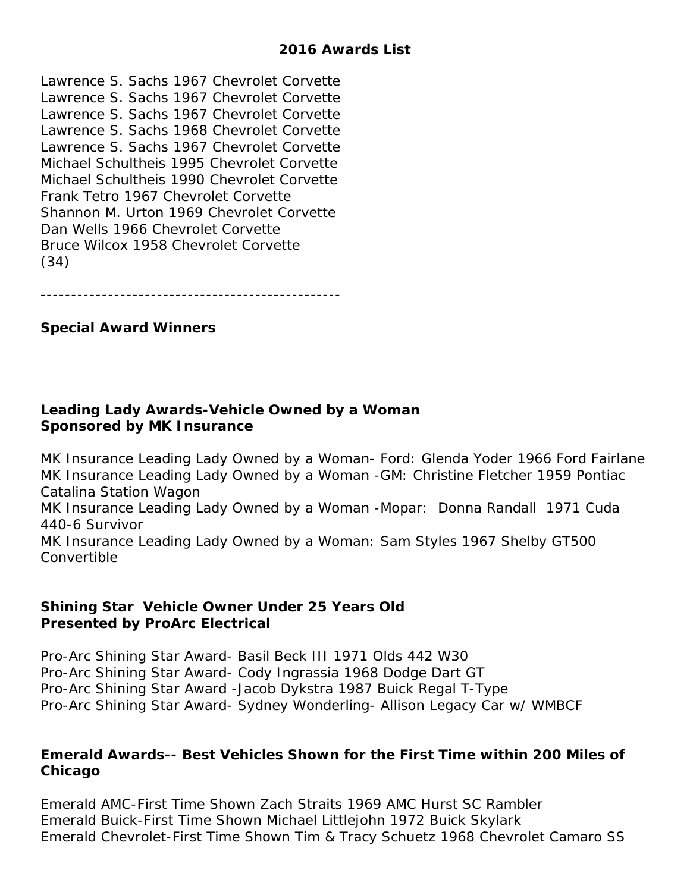## 2016 Awards List

Lawrence S. Sachs 1967 Chevrolet Corvette
Lawrence S. Sachs 1967 Chevrolet Corvette
Lawrence S. Sachs 1967 Chevrolet Corvette
Lawrence S. Sachs 1968 Chevrolet Corvette
Lawrence S. Sachs 1967 Chevrolet Corvette
Michael Schultheis 1995 Chevrolet Corvette
Michael Schultheis 1990 Chevrolet Corvette
Frank Tetro 1967 Chevrolet Corvette
Shannon M. Urton 1969 Chevrolet Corvette
Dan Wells 1966 Chevrolet Corvette
Bruce Wilcox 1958 Chevrolet Corvette
(34)

-----------------------------------------------

**Special Award Winners**

**Leading Lady Awards-Vehicle Owned by a Woman**
**Sponsored by MK Insurance**

MK Insurance Leading Lady Owned by a Woman- Ford: Glenda Yoder 1966 Ford Fairlane
MK Insurance Leading Lady Owned by a Woman -GM: Christine Fletcher 1959 Pontiac Catalina Station Wagon
MK Insurance Leading Lady Owned by a Woman -Mopar: Donna Randall 1971 Cuda 440-6 Survivor
MK Insurance Leading Lady Owned by a Woman: Sam Styles 1967 Shelby GT500 Convertible

**Shining Star Vehicle Owner Under 25 Years Old**
**Presented by ProArc Electrical**

Pro-Arc Shining Star Award- Basil Beck III 1971 Olds 442 W30
Pro-Arc Shining Star Award- Cody Ingrassia 1968 Dodge Dart GT
Pro-Arc Shining Star Award -Jacob Dykstra 1987 Buick Regal T-Type
Pro-Arc Shining Star Award- Sydney Wonderling- Allison Legacy Car w/ WMBCF

**Emerald Awards-- Best Vehicles Shown for the First Time within 200 Miles of Chicago**

Emerald AMC-First Time Shown Zach Straits 1969 AMC Hurst SC Rambler
Emerald Buick-First Time Shown Michael Littlejohn 1972 Buick Skylark
Emerald Chevrolet-First Time Shown Tim & Tracy Schuetz 1968 Chevrolet Camaro SS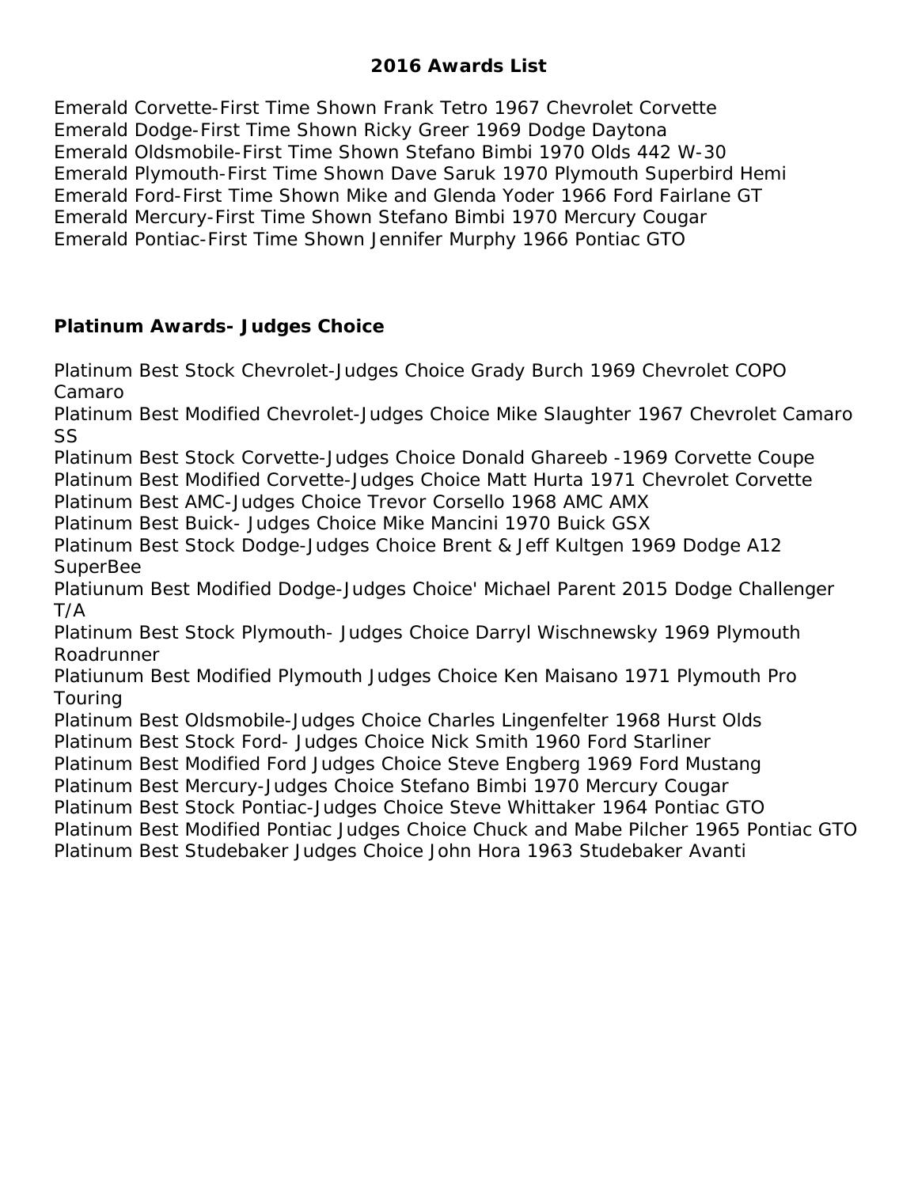## 2016 Awards List

Emerald Corvette-First Time Shown Frank Tetro 1967 Chevrolet Corvette
Emerald Dodge-First Time Shown Ricky Greer 1969 Dodge Daytona
Emerald Oldsmobile-First Time Shown Stefano Bimbi 1970 Olds 442 W-30
Emerald Plymouth-First Time Shown Dave Saruk 1970 Plymouth Superbird Hemi
Emerald Ford-First Time Shown Mike and Glenda Yoder 1966 Ford Fairlane GT
Emerald Mercury-First Time Shown Stefano Bimbi 1970 Mercury Cougar
Emerald Pontiac-First Time Shown Jennifer Murphy 1966 Pontiac GTO

**Platinum Awards- Judges Choice**

Platinum Best Stock Chevrolet-Judges Choice Grady Burch 1969 Chevrolet COPO Camaro
Platinum Best Modified Chevrolet-Judges Choice Mike Slaughter 1967 Chevrolet Camaro SS
Platinum Best Stock Corvette-Judges Choice Donald Ghareeb -1969 Corvette Coupe
Platinum Best Modified Corvette-Judges Choice Matt Hurta 1971 Chevrolet Corvette
Platinum Best AMC-Judges Choice Trevor Corsello 1968 AMC AMX
Platinum Best Buick- Judges Choice Mike Mancini 1970 Buick GSX
Platinum Best Stock Dodge-Judges Choice Brent & Jeff Kultgen 1969 Dodge A12 SuperBee
Platiunum Best Modified Dodge-Judges Choice' Michael Parent 2015 Dodge Challenger T/A
Platinum Best Stock Plymouth- Judges Choice Darryl Wischnewsky 1969 Plymouth Roadrunner
Platiunum Best Modified Plymouth Judges Choice Ken Maisano 1971 Plymouth Pro Touring
Platinum Best Oldsmobile-Judges Choice Charles Lingenfelter 1968 Hurst Olds
Platinum Best Stock Ford- Judges Choice Nick Smith 1960 Ford Starliner
Platinum Best Modified Ford Judges Choice Steve Engberg 1969 Ford Mustang
Platinum Best Mercury-Judges Choice Stefano Bimbi 1970 Mercury Cougar
Platinum Best Stock Pontiac-Judges Choice Steve Whittaker 1964 Pontiac GTO
Platinum Best Modified Pontiac Judges Choice Chuck and Mabe Pilcher 1965 Pontiac GTO
Platinum Best Studebaker Judges Choice John Hora 1963 Studebaker Avanti